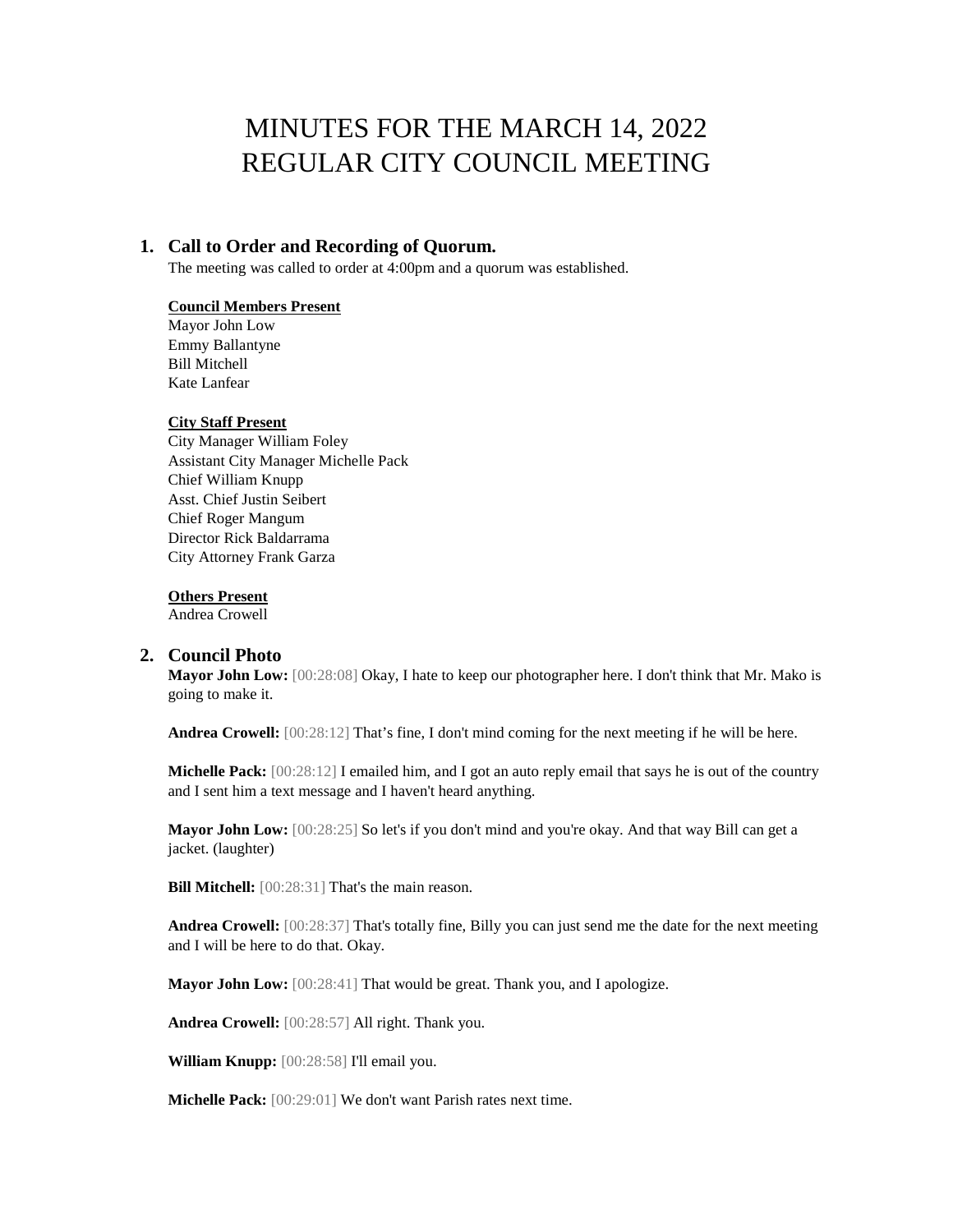# MINUTES FOR THE MARCH 14, 2022
# REGULAR CITY COUNCIL MEETING

## 1. Call to Order and Recording of Quorum.

The meeting was called to order at 4:00pm and a quorum was established.

**Council Members Present**

Mayor John Low
Emmy Ballantyne
Bill Mitchell
Kate Lanfear

**City Staff Present**

City Manager William Foley
Assistant City Manager Michelle Pack
Chief William Knupp
Asst. Chief Justin Seibert
Chief Roger Mangum
Director Rick Baldarrama
City Attorney Frank Garza

**Others Present**

Andrea Crowell

## 2. Council Photo

**Mayor John Low:** [00:28:08] Okay, I hate to keep our photographer here. I don't think that Mr. Mako is going to make it.

**Andrea Crowell:** [00:28:12] That's fine, I don't mind coming for the next meeting if he will be here.

**Michelle Pack:** [00:28:12] I emailed him, and I got an auto reply email that says he is out of the country and I sent him a text message and I haven't heard anything.

**Mayor John Low:** [00:28:25] So let's if you don't mind and you're okay. And that way Bill can get a jacket. (laughter)

**Bill Mitchell:** [00:28:31] That's the main reason.

**Andrea Crowell:** [00:28:37] That's totally fine, Billy you can just send me the date for the next meeting and I will be here to do that. Okay.

**Mayor John Low:** [00:28:41] That would be great. Thank you, and I apologize.

**Andrea Crowell:** [00:28:57] All right. Thank you.

**William Knupp:** [00:28:58] I'll email you.

**Michelle Pack:** [00:29:01] We don't want Parish rates next time.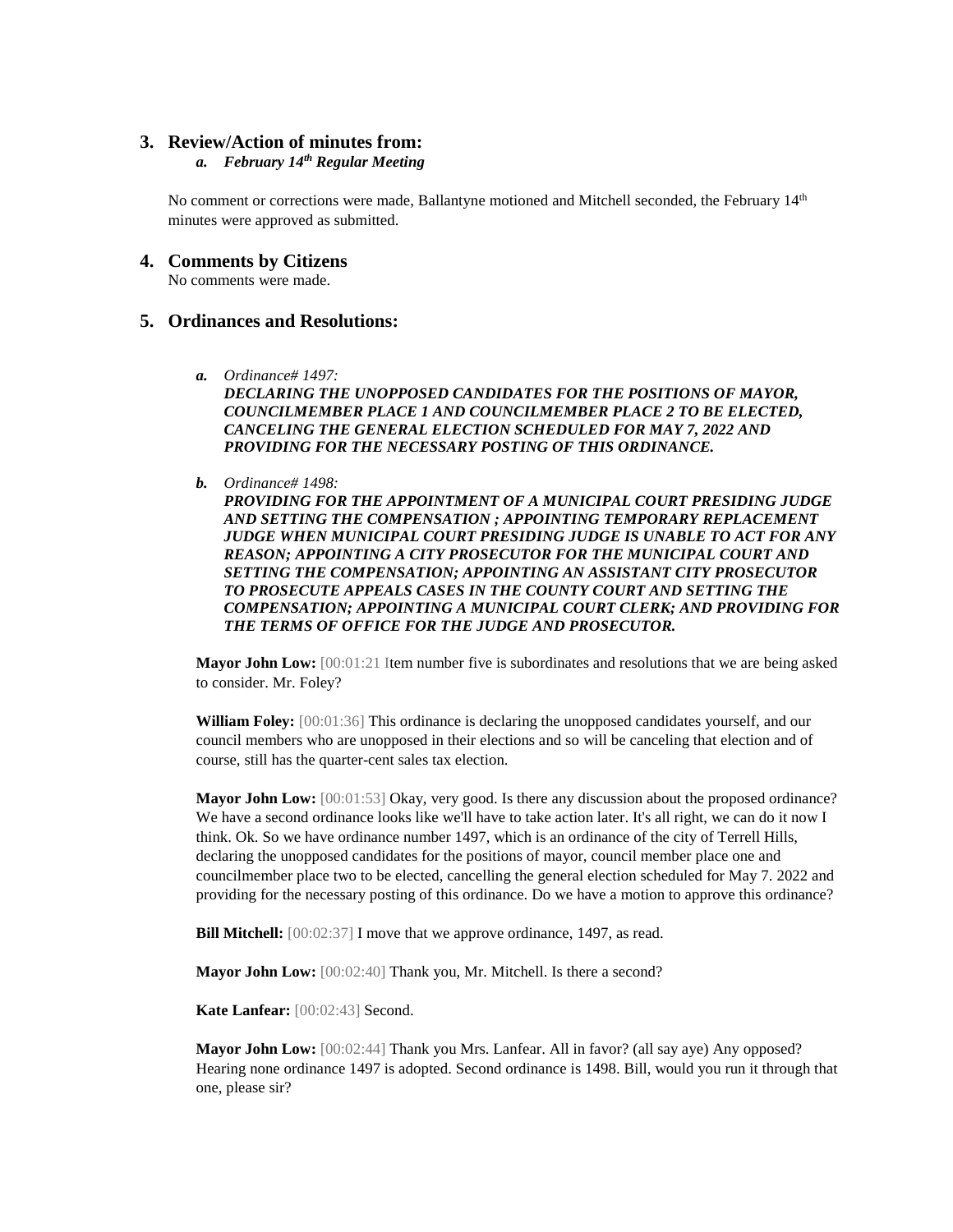## 3. Review/Action of minutes from:

### *a. February 14th Regular Meeting*

No comment or corrections were made, Ballantyne motioned and Mitchell seconded, the February 14th minutes were approved as submitted.

## 4. Comments by Citizens

No comments were made.

## 5. Ordinances and Resolutions:

***a.*** *Ordinance# 1497:*
***DECLARING THE UNOPPOSED CANDIDATES FOR THE POSITIONS OF MAYOR, COUNCILMEMBER PLACE 1 AND COUNCILMEMBER PLACE 2 TO BE ELECTED, CANCELING THE GENERAL ELECTION SCHEDULED FOR MAY 7, 2022 AND PROVIDING FOR THE NECESSARY POSTING OF THIS ORDINANCE.***

***b.*** *Ordinance# 1498:*
***PROVIDING FOR THE APPOINTMENT OF A MUNICIPAL COURT PRESIDING JUDGE AND SETTING THE COMPENSATION ; APPOINTING TEMPORARY REPLACEMENT JUDGE WHEN MUNICIPAL COURT PRESIDING JUDGE IS UNABLE TO ACT FOR ANY REASON; APPOINTING A CITY PROSECUTOR FOR THE MUNICIPAL COURT AND SETTING THE COMPENSATION; APPOINTING AN ASSISTANT CITY PROSECUTOR TO PROSECUTE APPEALS CASES IN THE COUNTY COURT AND SETTING THE COMPENSATION; APPOINTING A MUNICIPAL COURT CLERK; AND PROVIDING FOR THE TERMS OF OFFICE FOR THE JUDGE AND PROSECUTOR.***

**Mayor John Low:** [00:01:21 Item number five is subordinates and resolutions that we are being asked to consider. Mr. Foley?

**William Foley:** [00:01:36] This ordinance is declaring the unopposed candidates yourself, and our council members who are unopposed in their elections and so will be canceling that election and of course, still has the quarter-cent sales tax election.

**Mayor John Low:** [00:01:53] Okay, very good. Is there any discussion about the proposed ordinance? We have a second ordinance looks like we'll have to take action later. It's all right, we can do it now I think. Ok. So we have ordinance number 1497, which is an ordinance of the city of Terrell Hills, declaring the unopposed candidates for the positions of mayor, council member place one and councilmember place two to be elected, cancelling the general election scheduled for May 7. 2022 and providing for the necessary posting of this ordinance. Do we have a motion to approve this ordinance?

**Bill Mitchell:** [00:02:37] I move that we approve ordinance, 1497, as read.

**Mayor John Low:** [00:02:40] Thank you, Mr. Mitchell. Is there a second?

**Kate Lanfear:** [00:02:43] Second.

**Mayor John Low:** [00:02:44] Thank you Mrs. Lanfear. All in favor? (all say aye) Any opposed? Hearing none ordinance 1497 is adopted. Second ordinance is 1498. Bill, would you run it through that one, please sir?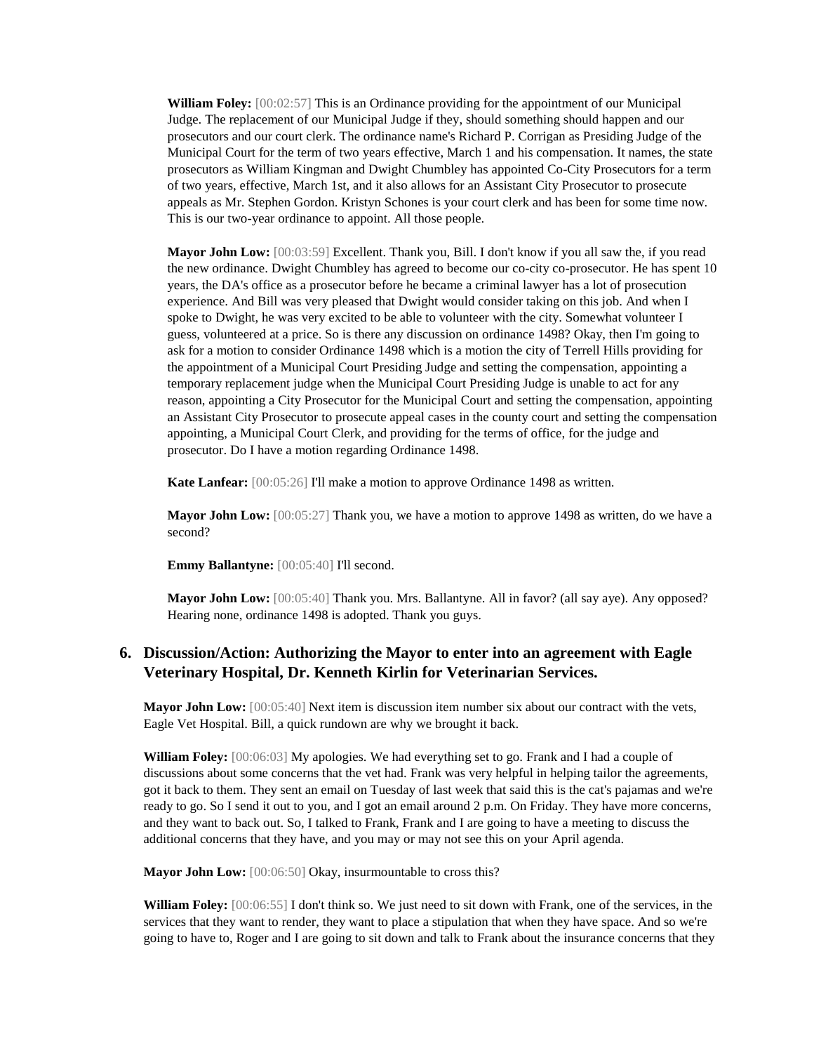**William Foley:** [00:02:57] This is an Ordinance providing for the appointment of our Municipal Judge. The replacement of our Municipal Judge if they, should something should happen and our prosecutors and our court clerk. The ordinance name's Richard P. Corrigan as Presiding Judge of the Municipal Court for the term of two years effective, March 1 and his compensation. It names, the state prosecutors as William Kingman and Dwight Chumbley has appointed Co-City Prosecutors for a term of two years, effective, March 1st, and it also allows for an Assistant City Prosecutor to prosecute appeals as Mr. Stephen Gordon. Kristyn Schones is your court clerk and has been for some time now. This is our two-year ordinance to appoint. All those people.

**Mayor John Low:** [00:03:59] Excellent. Thank you, Bill. I don't know if you all saw the, if you read the new ordinance. Dwight Chumbley has agreed to become our co-city co-prosecutor. He has spent 10 years, the DA's office as a prosecutor before he became a criminal lawyer has a lot of prosecution experience. And Bill was very pleased that Dwight would consider taking on this job. And when I spoke to Dwight, he was very excited to be able to volunteer with the city. Somewhat volunteer I guess, volunteered at a price. So is there any discussion on ordinance 1498? Okay, then I'm going to ask for a motion to consider Ordinance 1498 which is a motion the city of Terrell Hills providing for the appointment of a Municipal Court Presiding Judge and setting the compensation, appointing a temporary replacement judge when the Municipal Court Presiding Judge is unable to act for any reason, appointing a City Prosecutor for the Municipal Court and setting the compensation, appointing an Assistant City Prosecutor to prosecute appeal cases in the county court and setting the compensation appointing, a Municipal Court Clerk, and providing for the terms of office, for the judge and prosecutor. Do I have a motion regarding Ordinance 1498.

**Kate Lanfear:** [00:05:26] I'll make a motion to approve Ordinance 1498 as written.

**Mayor John Low:** [00:05:27] Thank you, we have a motion to approve 1498 as written, do we have a second?

**Emmy Ballantyne:** [00:05:40] I'll second.

**Mayor John Low:** [00:05:40] Thank you. Mrs. Ballantyne. All in favor? (all say aye). Any opposed? Hearing none, ordinance 1498 is adopted. Thank you guys.

## 6. Discussion/Action: Authorizing the Mayor to enter into an agreement with Eagle Veterinary Hospital, Dr. Kenneth Kirlin for Veterinarian Services.

**Mayor John Low:** [00:05:40] Next item is discussion item number six about our contract with the vets, Eagle Vet Hospital. Bill, a quick rundown are why we brought it back.

**William Foley:** [00:06:03] My apologies. We had everything set to go. Frank and I had a couple of discussions about some concerns that the vet had. Frank was very helpful in helping tailor the agreements, got it back to them. They sent an email on Tuesday of last week that said this is the cat's pajamas and we're ready to go. So I send it out to you, and I got an email around 2 p.m. On Friday. They have more concerns, and they want to back out. So, I talked to Frank, Frank and I are going to have a meeting to discuss the additional concerns that they have, and you may or may not see this on your April agenda.

**Mayor John Low:** [00:06:50] Okay, insurmountable to cross this?

**William Foley:** [00:06:55] I don't think so. We just need to sit down with Frank, one of the services, in the services that they want to render, they want to place a stipulation that when they have space. And so we're going to have to, Roger and I are going to sit down and talk to Frank about the insurance concerns that they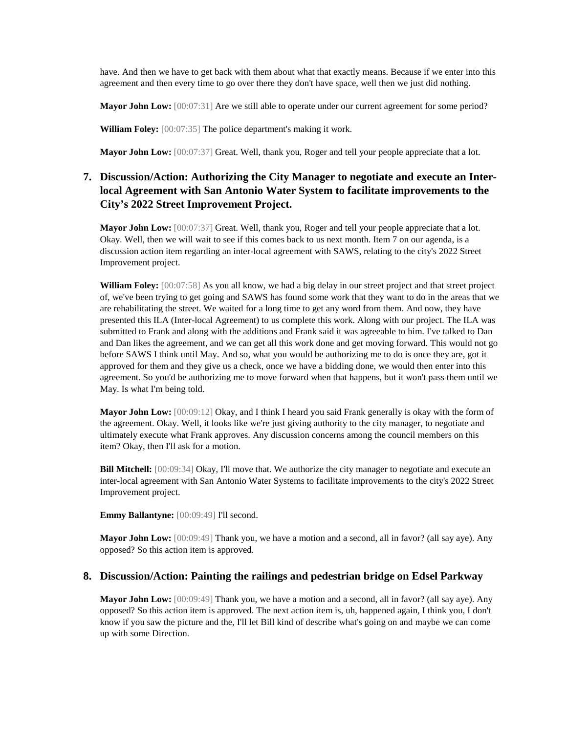have. And then we have to get back with them about what that exactly means. Because if we enter into this agreement and then every time to go over there they don't have space, well then we just did nothing.

**Mayor John Low:** [00:07:31] Are we still able to operate under our current agreement for some period?

**William Foley:** [00:07:35] The police department's making it work.

**Mayor John Low:** [00:07:37] Great. Well, thank you, Roger and tell your people appreciate that a lot.

## 7. Discussion/Action: Authorizing the City Manager to negotiate and execute an Inter-local Agreement with San Antonio Water System to facilitate improvements to the City's 2022 Street Improvement Project.

**Mayor John Low:** [00:07:37] Great. Well, thank you, Roger and tell your people appreciate that a lot. Okay. Well, then we will wait to see if this comes back to us next month. Item 7 on our agenda, is a discussion action item regarding an inter-local agreement with SAWS, relating to the city's 2022 Street Improvement project.

**William Foley:** [00:07:58] As you all know, we had a big delay in our street project and that street project of, we've been trying to get going and SAWS has found some work that they want to do in the areas that we are rehabilitating the street. We waited for a long time to get any word from them. And now, they have presented this ILA (Inter-local Agreement) to us complete this work. Along with our project. The ILA was submitted to Frank and along with the additions and Frank said it was agreeable to him. I've talked to Dan and Dan likes the agreement, and we can get all this work done and get moving forward. This would not go before SAWS I think until May. And so, what you would be authorizing me to do is once they are, got it approved for them and they give us a check, once we have a bidding done, we would then enter into this agreement. So you'd be authorizing me to move forward when that happens, but it won't pass them until we May. Is what I'm being told.

**Mayor John Low:** [00:09:12] Okay, and I think I heard you said Frank generally is okay with the form of the agreement. Okay. Well, it looks like we're just giving authority to the city manager, to negotiate and ultimately execute what Frank approves. Any discussion concerns among the council members on this item? Okay, then I'll ask for a motion.

**Bill Mitchell:** [00:09:34] Okay, I'll move that. We authorize the city manager to negotiate and execute an inter-local agreement with San Antonio Water Systems to facilitate improvements to the city's 2022 Street Improvement project.

**Emmy Ballantyne:** [00:09:49] I'll second.

**Mayor John Low:** [00:09:49] Thank you, we have a motion and a second, all in favor? (all say aye). Any opposed? So this action item is approved.

## 8. Discussion/Action: Painting the railings and pedestrian bridge on Edsel Parkway

**Mayor John Low:** [00:09:49] Thank you, we have a motion and a second, all in favor? (all say aye). Any opposed? So this action item is approved. The next action item is, uh, happened again, I think you, I don't know if you saw the picture and the, I'll let Bill kind of describe what's going on and maybe we can come up with some Direction.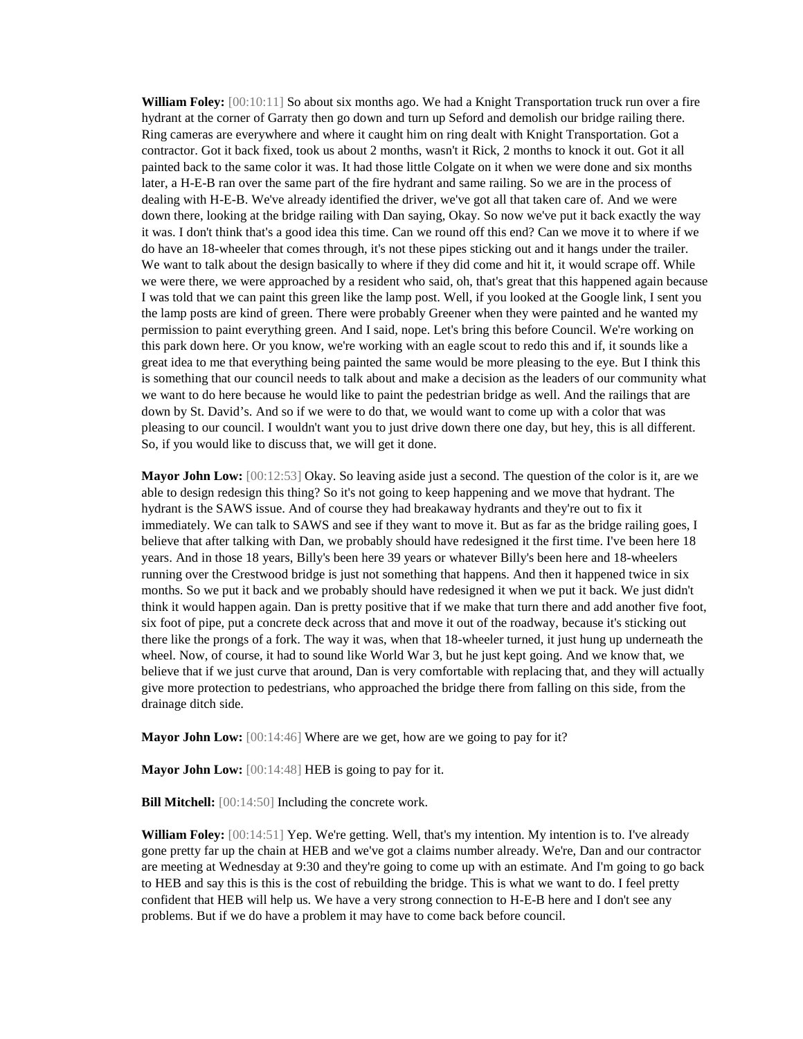**William Foley:** [00:10:11] So about six months ago. We had a Knight Transportation truck run over a fire hydrant at the corner of Garraty then go down and turn up Seford and demolish our bridge railing there. Ring cameras are everywhere and where it caught him on ring dealt with Knight Transportation. Got a contractor. Got it back fixed, took us about 2 months, wasn't it Rick, 2 months to knock it out. Got it all painted back to the same color it was. It had those little Colgate on it when we were done and six months later, a H-E-B ran over the same part of the fire hydrant and same railing. So we are in the process of dealing with H-E-B. We've already identified the driver, we've got all that taken care of. And we were down there, looking at the bridge railing with Dan saying, Okay. So now we've put it back exactly the way it was. I don't think that's a good idea this time. Can we round off this end? Can we move it to where if we do have an 18-wheeler that comes through, it's not these pipes sticking out and it hangs under the trailer. We want to talk about the design basically to where if they did come and hit it, it would scrape off. While we were there, we were approached by a resident who said, oh, that's great that this happened again because I was told that we can paint this green like the lamp post. Well, if you looked at the Google link, I sent you the lamp posts are kind of green. There were probably Greener when they were painted and he wanted my permission to paint everything green. And I said, nope. Let's bring this before Council. We're working on this park down here. Or you know, we're working with an eagle scout to redo this and if, it sounds like a great idea to me that everything being painted the same would be more pleasing to the eye. But I think this is something that our council needs to talk about and make a decision as the leaders of our community what we want to do here because he would like to paint the pedestrian bridge as well. And the railings that are down by St. David's. And so if we were to do that, we would want to come up with a color that was pleasing to our council. I wouldn't want you to just drive down there one day, but hey, this is all different. So, if you would like to discuss that, we will get it done.

**Mayor John Low:** [00:12:53] Okay. So leaving aside just a second. The question of the color is it, are we able to design redesign this thing? So it's not going to keep happening and we move that hydrant. The hydrant is the SAWS issue. And of course they had breakaway hydrants and they're out to fix it immediately. We can talk to SAWS and see if they want to move it. But as far as the bridge railing goes, I believe that after talking with Dan, we probably should have redesigned it the first time. I've been here 18 years. And in those 18 years, Billy's been here 39 years or whatever Billy's been here and 18-wheelers running over the Crestwood bridge is just not something that happens. And then it happened twice in six months. So we put it back and we probably should have redesigned it when we put it back. We just didn't think it would happen again. Dan is pretty positive that if we make that turn there and add another five foot, six foot of pipe, put a concrete deck across that and move it out of the roadway, because it's sticking out there like the prongs of a fork. The way it was, when that 18-wheeler turned, it just hung up underneath the wheel. Now, of course, it had to sound like World War 3, but he just kept going. And we know that, we believe that if we just curve that around, Dan is very comfortable with replacing that, and they will actually give more protection to pedestrians, who approached the bridge there from falling on this side, from the drainage ditch side.

**Mayor John Low:** [00:14:46] Where are we get, how are we going to pay for it?

**Mayor John Low:** [00:14:48] HEB is going to pay for it.

**Bill Mitchell:** [00:14:50] Including the concrete work.

**William Foley:** [00:14:51] Yep. We're getting. Well, that's my intention. My intention is to. I've already gone pretty far up the chain at HEB and we've got a claims number already. We're, Dan and our contractor are meeting at Wednesday at 9:30 and they're going to come up with an estimate. And I'm going to go back to HEB and say this is this is the cost of rebuilding the bridge. This is what we want to do. I feel pretty confident that HEB will help us. We have a very strong connection to H-E-B here and I don't see any problems. But if we do have a problem it may have to come back before council.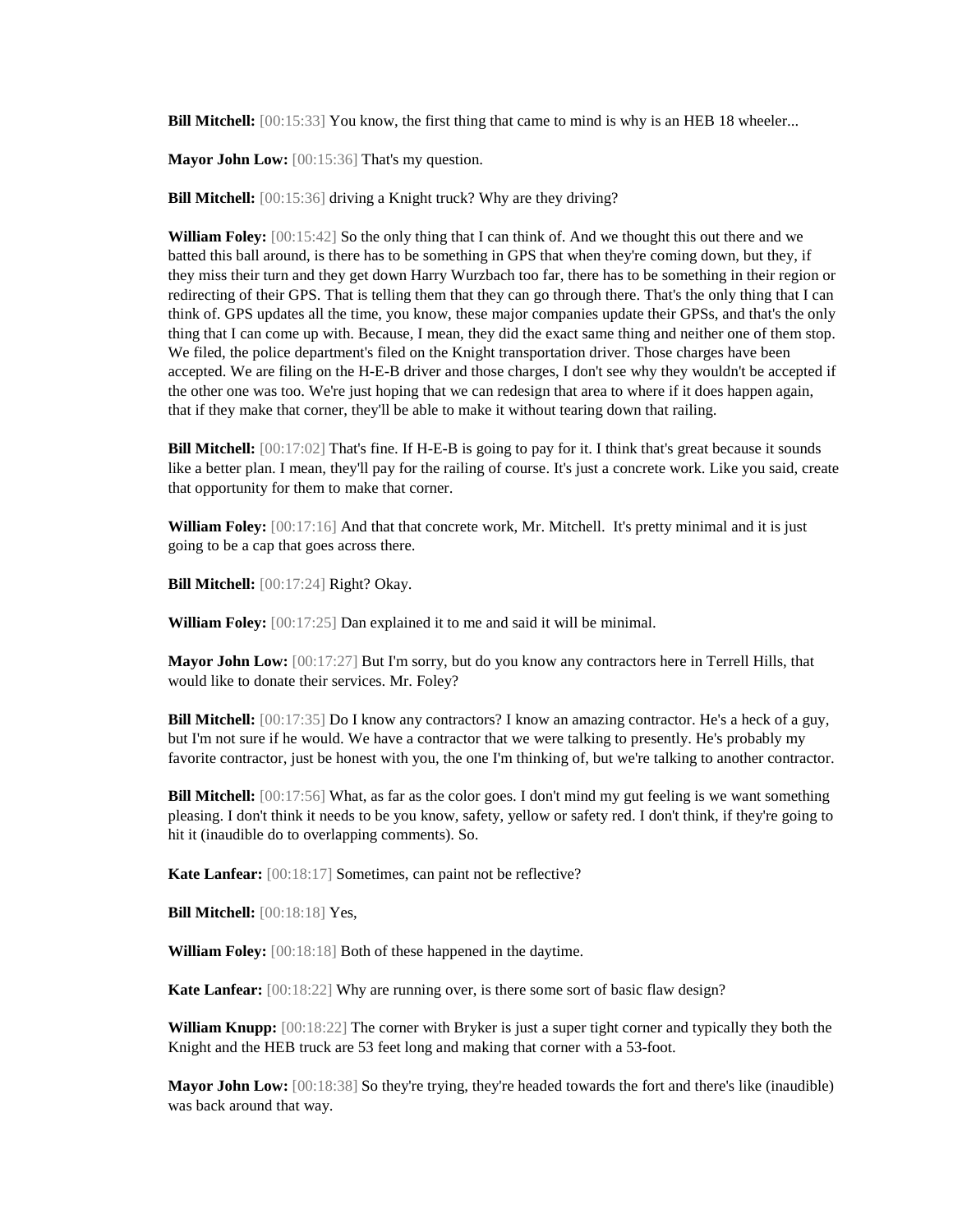**Bill Mitchell:** [00:15:33] You know, the first thing that came to mind is why is an HEB 18 wheeler...

**Mayor John Low:** [00:15:36] That's my question.

**Bill Mitchell:** [00:15:36] driving a Knight truck? Why are they driving?

**William Foley:** [00:15:42] So the only thing that I can think of. And we thought this out there and we batted this ball around, is there has to be something in GPS that when they're coming down, but they, if they miss their turn and they get down Harry Wurzbach too far, there has to be something in their region or redirecting of their GPS. That is telling them that they can go through there. That's the only thing that I can think of. GPS updates all the time, you know, these major companies update their GPSs, and that's the only thing that I can come up with. Because, I mean, they did the exact same thing and neither one of them stop. We filed, the police department's filed on the Knight transportation driver. Those charges have been accepted. We are filing on the H-E-B driver and those charges, I don't see why they wouldn't be accepted if the other one was too. We're just hoping that we can redesign that area to where if it does happen again, that if they make that corner, they'll be able to make it without tearing down that railing.

**Bill Mitchell:** [00:17:02] That's fine. If H-E-B is going to pay for it. I think that's great because it sounds like a better plan. I mean, they'll pay for the railing of course. It's just a concrete work. Like you said, create that opportunity for them to make that corner.

**William Foley:** [00:17:16] And that that concrete work, Mr. Mitchell. It's pretty minimal and it is just going to be a cap that goes across there.

**Bill Mitchell:** [00:17:24] Right? Okay.

**William Foley:** [00:17:25] Dan explained it to me and said it will be minimal.

**Mayor John Low:** [00:17:27] But I'm sorry, but do you know any contractors here in Terrell Hills, that would like to donate their services. Mr. Foley?

**Bill Mitchell:** [00:17:35] Do I know any contractors? I know an amazing contractor. He's a heck of a guy, but I'm not sure if he would. We have a contractor that we were talking to presently. He's probably my favorite contractor, just be honest with you, the one I'm thinking of, but we're talking to another contractor.

**Bill Mitchell:** [00:17:56] What, as far as the color goes. I don't mind my gut feeling is we want something pleasing. I don't think it needs to be you know, safety, yellow or safety red. I don't think, if they're going to hit it (inaudible do to overlapping comments). So.

**Kate Lanfear:** [00:18:17] Sometimes, can paint not be reflective?

**Bill Mitchell:** [00:18:18] Yes,

**William Foley:** [00:18:18] Both of these happened in the daytime.

**Kate Lanfear:** [00:18:22] Why are running over, is there some sort of basic flaw design?

**William Knupp:** [00:18:22] The corner with Bryker is just a super tight corner and typically they both the Knight and the HEB truck are 53 feet long and making that corner with a 53-foot.

**Mayor John Low:** [00:18:38] So they're trying, they're headed towards the fort and there's like (inaudible) was back around that way.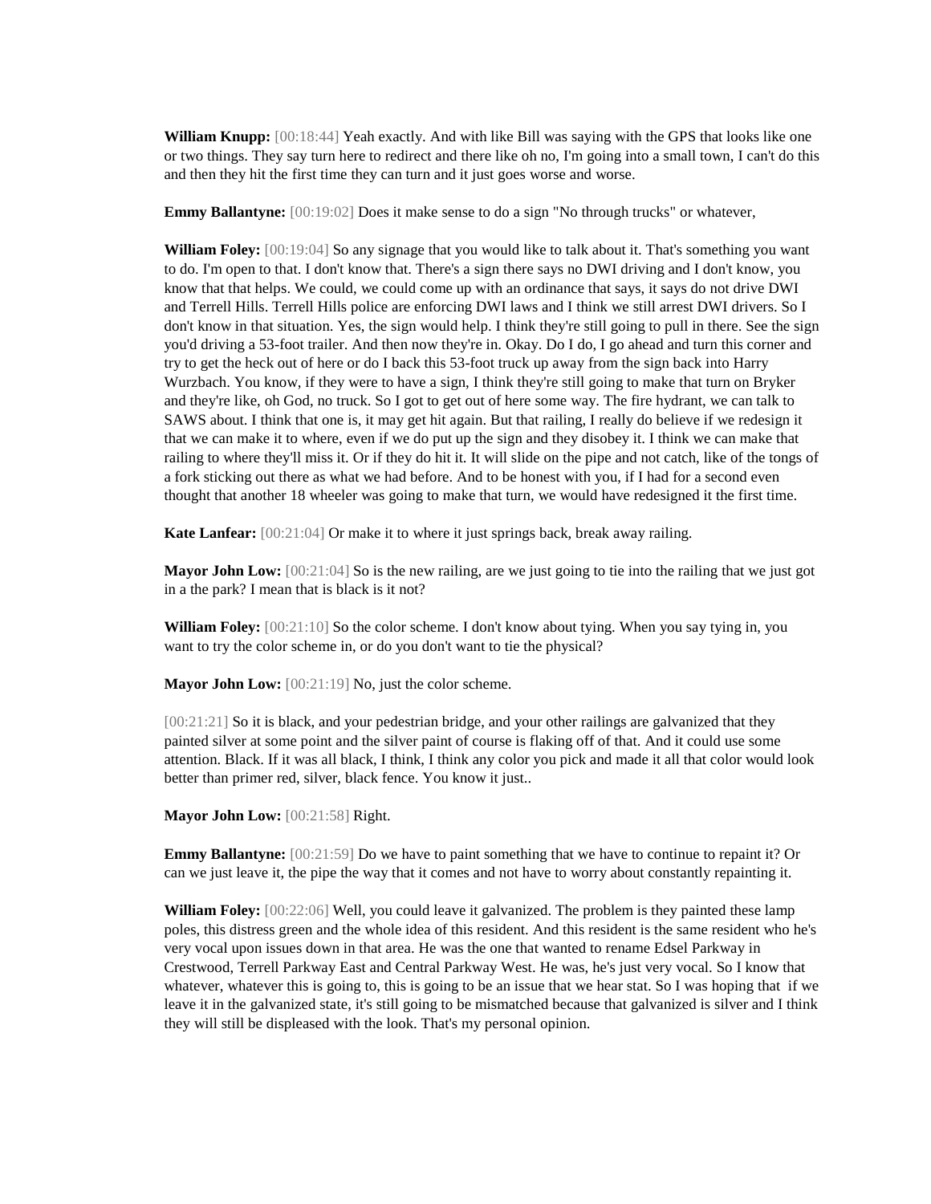**William Knupp:** [00:18:44] Yeah exactly. And with like Bill was saying with the GPS that looks like one or two things. They say turn here to redirect and there like oh no, I'm going into a small town, I can't do this and then they hit the first time they can turn and it just goes worse and worse.

**Emmy Ballantyne:** [00:19:02] Does it make sense to do a sign "No through trucks" or whatever,

**William Foley:** [00:19:04] So any signage that you would like to talk about it. That's something you want to do. I'm open to that. I don't know that. There's a sign there says no DWI driving and I don't know, you know that that helps. We could, we could come up with an ordinance that says, it says do not drive DWI and Terrell Hills. Terrell Hills police are enforcing DWI laws and I think we still arrest DWI drivers. So I don't know in that situation. Yes, the sign would help. I think they're still going to pull in there. See the sign you'd driving a 53-foot trailer. And then now they're in. Okay. Do I do, I go ahead and turn this corner and try to get the heck out of here or do I back this 53-foot truck up away from the sign back into Harry Wurzbach. You know, if they were to have a sign, I think they're still going to make that turn on Bryker and they're like, oh God, no truck. So I got to get out of here some way. The fire hydrant, we can talk to SAWS about. I think that one is, it may get hit again. But that railing, I really do believe if we redesign it that we can make it to where, even if we do put up the sign and they disobey it. I think we can make that railing to where they'll miss it. Or if they do hit it. It will slide on the pipe and not catch, like of the tongs of a fork sticking out there as what we had before. And to be honest with you, if I had for a second even thought that another 18 wheeler was going to make that turn, we would have redesigned it the first time.

**Kate Lanfear:** [00:21:04] Or make it to where it just springs back, break away railing.

**Mayor John Low:** [00:21:04] So is the new railing, are we just going to tie into the railing that we just got in a the park? I mean that is black is it not?

**William Foley:** [00:21:10] So the color scheme. I don't know about tying. When you say tying in, you want to try the color scheme in, or do you don't want to tie the physical?

**Mayor John Low:** [00:21:19] No, just the color scheme.

[00:21:21] So it is black, and your pedestrian bridge, and your other railings are galvanized that they painted silver at some point and the silver paint of course is flaking off of that. And it could use some attention. Black. If it was all black, I think, I think any color you pick and made it all that color would look better than primer red, silver, black fence. You know it just..

**Mayor John Low:** [00:21:58] Right.

**Emmy Ballantyne:** [00:21:59] Do we have to paint something that we have to continue to repaint it? Or can we just leave it, the pipe the way that it comes and not have to worry about constantly repainting it.

**William Foley:** [00:22:06] Well, you could leave it galvanized. The problem is they painted these lamp poles, this distress green and the whole idea of this resident. And this resident is the same resident who he's very vocal upon issues down in that area. He was the one that wanted to rename Edsel Parkway in Crestwood, Terrell Parkway East and Central Parkway West. He was, he's just very vocal. So I know that whatever, whatever this is going to, this is going to be an issue that we hear stat. So I was hoping that if we leave it in the galvanized state, it's still going to be mismatched because that galvanized is silver and I think they will still be displeased with the look. That's my personal opinion.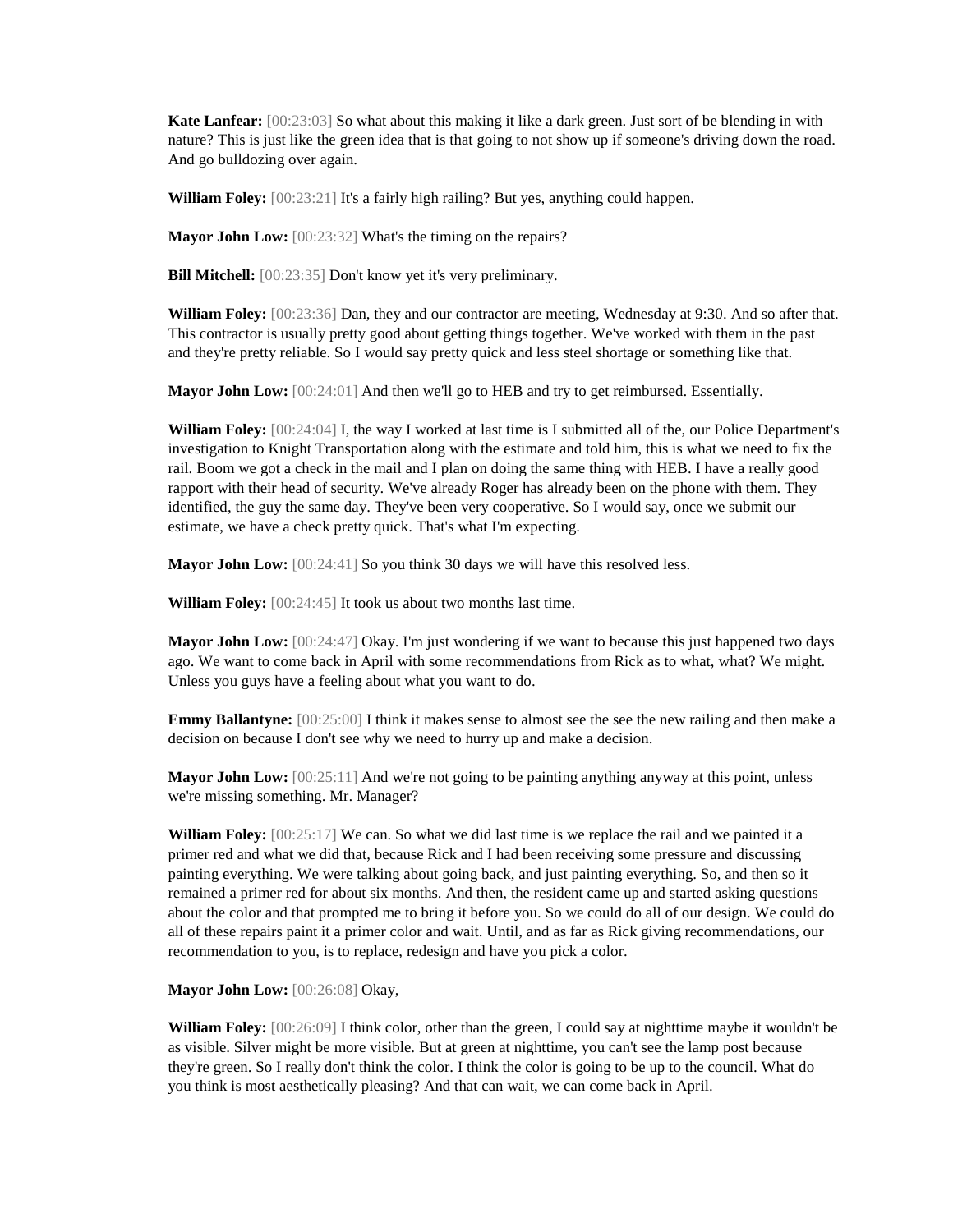**Kate Lanfear:** [00:23:03] So what about this making it like a dark green. Just sort of be blending in with nature? This is just like the green idea that is that going to not show up if someone's driving down the road. And go bulldozing over again.

**William Foley:** [00:23:21] It's a fairly high railing? But yes, anything could happen.

**Mayor John Low:** [00:23:32] What's the timing on the repairs?

**Bill Mitchell:** [00:23:35] Don't know yet it's very preliminary.

**William Foley:** [00:23:36] Dan, they and our contractor are meeting, Wednesday at 9:30. And so after that. This contractor is usually pretty good about getting things together. We've worked with them in the past and they're pretty reliable. So I would say pretty quick and less steel shortage or something like that.

**Mayor John Low:** [00:24:01] And then we'll go to HEB and try to get reimbursed. Essentially.

**William Foley:** [00:24:04] I, the way I worked at last time is I submitted all of the, our Police Department's investigation to Knight Transportation along with the estimate and told him, this is what we need to fix the rail. Boom we got a check in the mail and I plan on doing the same thing with HEB. I have a really good rapport with their head of security. We've already Roger has already been on the phone with them. They identified, the guy the same day. They've been very cooperative. So I would say, once we submit our estimate, we have a check pretty quick. That's what I'm expecting.

**Mayor John Low:** [00:24:41] So you think 30 days we will have this resolved less.

**William Foley:** [00:24:45] It took us about two months last time.

**Mayor John Low:** [00:24:47] Okay. I'm just wondering if we want to because this just happened two days ago. We want to come back in April with some recommendations from Rick as to what, what? We might. Unless you guys have a feeling about what you want to do.

**Emmy Ballantyne:** [00:25:00] I think it makes sense to almost see the see the new railing and then make a decision on because I don't see why we need to hurry up and make a decision.

**Mayor John Low:** [00:25:11] And we're not going to be painting anything anyway at this point, unless we're missing something. Mr. Manager?

**William Foley:** [00:25:17] We can. So what we did last time is we replace the rail and we painted it a primer red and what we did that, because Rick and I had been receiving some pressure and discussing painting everything. We were talking about going back, and just painting everything. So, and then so it remained a primer red for about six months. And then, the resident came up and started asking questions about the color and that prompted me to bring it before you. So we could do all of our design. We could do all of these repairs paint it a primer color and wait. Until, and as far as Rick giving recommendations, our recommendation to you, is to replace, redesign and have you pick a color.

**Mayor John Low:** [00:26:08] Okay,

**William Foley:** [00:26:09] I think color, other than the green, I could say at nighttime maybe it wouldn't be as visible. Silver might be more visible. But at green at nighttime, you can't see the lamp post because they're green. So I really don't think the color. I think the color is going to be up to the council. What do you think is most aesthetically pleasing? And that can wait, we can come back in April.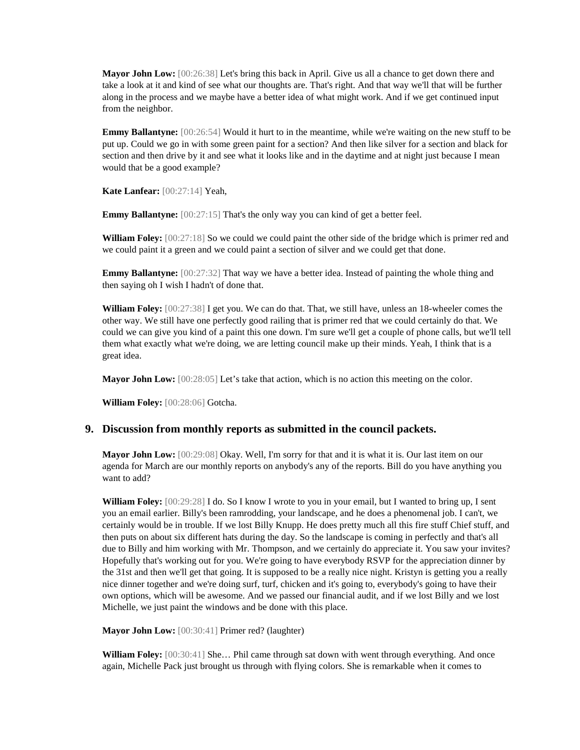**Mayor John Low:** [00:26:38] Let's bring this back in April. Give us all a chance to get down there and take a look at it and kind of see what our thoughts are. That's right. And that way we'll that will be further along in the process and we maybe have a better idea of what might work. And if we get continued input from the neighbor.

**Emmy Ballantyne:** [00:26:54] Would it hurt to in the meantime, while we're waiting on the new stuff to be put up. Could we go in with some green paint for a section? And then like silver for a section and black for section and then drive by it and see what it looks like and in the daytime and at night just because I mean would that be a good example?

**Kate Lanfear:** [00:27:14] Yeah,

**Emmy Ballantyne:** [00:27:15] That's the only way you can kind of get a better feel.

**William Foley:** [00:27:18] So we could we could paint the other side of the bridge which is primer red and we could paint it a green and we could paint a section of silver and we could get that done.

**Emmy Ballantyne:** [00:27:32] That way we have a better idea. Instead of painting the whole thing and then saying oh I wish I hadn't of done that.

**William Foley:** [00:27:38] I get you. We can do that. That, we still have, unless an 18-wheeler comes the other way. We still have one perfectly good railing that is primer red that we could certainly do that. We could we can give you kind of a paint this one down. I'm sure we'll get a couple of phone calls, but we'll tell them what exactly what we're doing, we are letting council make up their minds. Yeah, I think that is a great idea.

**Mayor John Low:** [00:28:05] Let's take that action, which is no action this meeting on the color.

**William Foley:** [00:28:06] Gotcha.

## 9. Discussion from monthly reports as submitted in the council packets.

**Mayor John Low:** [00:29:08] Okay. Well, I'm sorry for that and it is what it is. Our last item on our agenda for March are our monthly reports on anybody's any of the reports. Bill do you have anything you want to add?

**William Foley:** [00:29:28] I do. So I know I wrote to you in your email, but I wanted to bring up, I sent you an email earlier. Billy's been ramrodding, your landscape, and he does a phenomenal job. I can't, we certainly would be in trouble. If we lost Billy Knupp. He does pretty much all this fire stuff Chief stuff, and then puts on about six different hats during the day. So the landscape is coming in perfectly and that's all due to Billy and him working with Mr. Thompson, and we certainly do appreciate it. You saw your invites? Hopefully that's working out for you. We're going to have everybody RSVP for the appreciation dinner by the 31st and then we'll get that going. It is supposed to be a really nice night. Kristyn is getting you a really nice dinner together and we're doing surf, turf, chicken and it's going to, everybody's going to have their own options, which will be awesome. And we passed our financial audit, and if we lost Billy and we lost Michelle, we just paint the windows and be done with this place.

**Mayor John Low:** [00:30:41] Primer red? (laughter)

**William Foley:** [00:30:41] She… Phil came through sat down with went through everything. And once again, Michelle Pack just brought us through with flying colors. She is remarkable when it comes to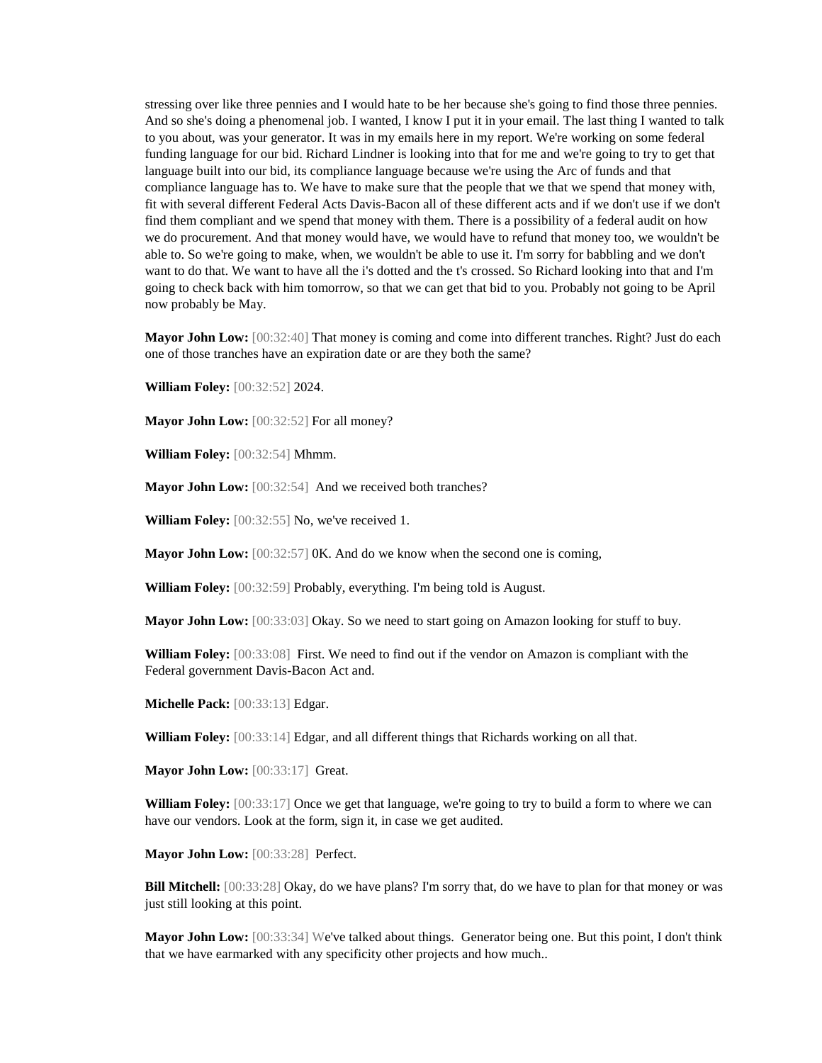stressing over like three pennies and I would hate to be her because she's going to find those three pennies. And so she's doing a phenomenal job. I wanted, I know I put it in your email. The last thing I wanted to talk to you about, was your generator. It was in my emails here in my report. We're working on some federal funding language for our bid. Richard Lindner is looking into that for me and we're going to try to get that language built into our bid, its compliance language because we're using the Arc of funds and that compliance language has to. We have to make sure that the people that we that we spend that money with, fit with several different Federal Acts Davis-Bacon all of these different acts and if we don't use if we don't find them compliant and we spend that money with them. There is a possibility of a federal audit on how we do procurement. And that money would have, we would have to refund that money too, we wouldn't be able to. So we're going to make, when, we wouldn't be able to use it. I'm sorry for babbling and we don't want to do that. We want to have all the i's dotted and the t's crossed. So Richard looking into that and I'm going to check back with him tomorrow, so that we can get that bid to you. Probably not going to be April now probably be May.

**Mayor John Low:** [00:32:40] That money is coming and come into different tranches. Right? Just do each one of those tranches have an expiration date or are they both the same?

**William Foley:** [00:32:52] 2024.

**Mayor John Low:** [00:32:52] For all money?

**William Foley:** [00:32:54] Mhmm.

**Mayor John Low:** [00:32:54] And we received both tranches?

**William Foley:** [00:32:55] No, we've received 1.

**Mayor John Low:** [00:32:57] 0K. And do we know when the second one is coming,

**William Foley:** [00:32:59] Probably, everything. I'm being told is August.

**Mayor John Low:** [00:33:03] Okay. So we need to start going on Amazon looking for stuff to buy.

**William Foley:** [00:33:08] First. We need to find out if the vendor on Amazon is compliant with the Federal government Davis-Bacon Act and.

**Michelle Pack:** [00:33:13] Edgar.

**William Foley:** [00:33:14] Edgar, and all different things that Richards working on all that.

**Mayor John Low:** [00:33:17] Great.

**William Foley:** [00:33:17] Once we get that language, we're going to try to build a form to where we can have our vendors. Look at the form, sign it, in case we get audited.

**Mayor John Low:** [00:33:28] Perfect.

**Bill Mitchell:** [00:33:28] Okay, do we have plans? I'm sorry that, do we have to plan for that money or was just still looking at this point.

**Mayor John Low:** [00:33:34] We've talked about things. Generator being one. But this point, I don't think that we have earmarked with any specificity other projects and how much..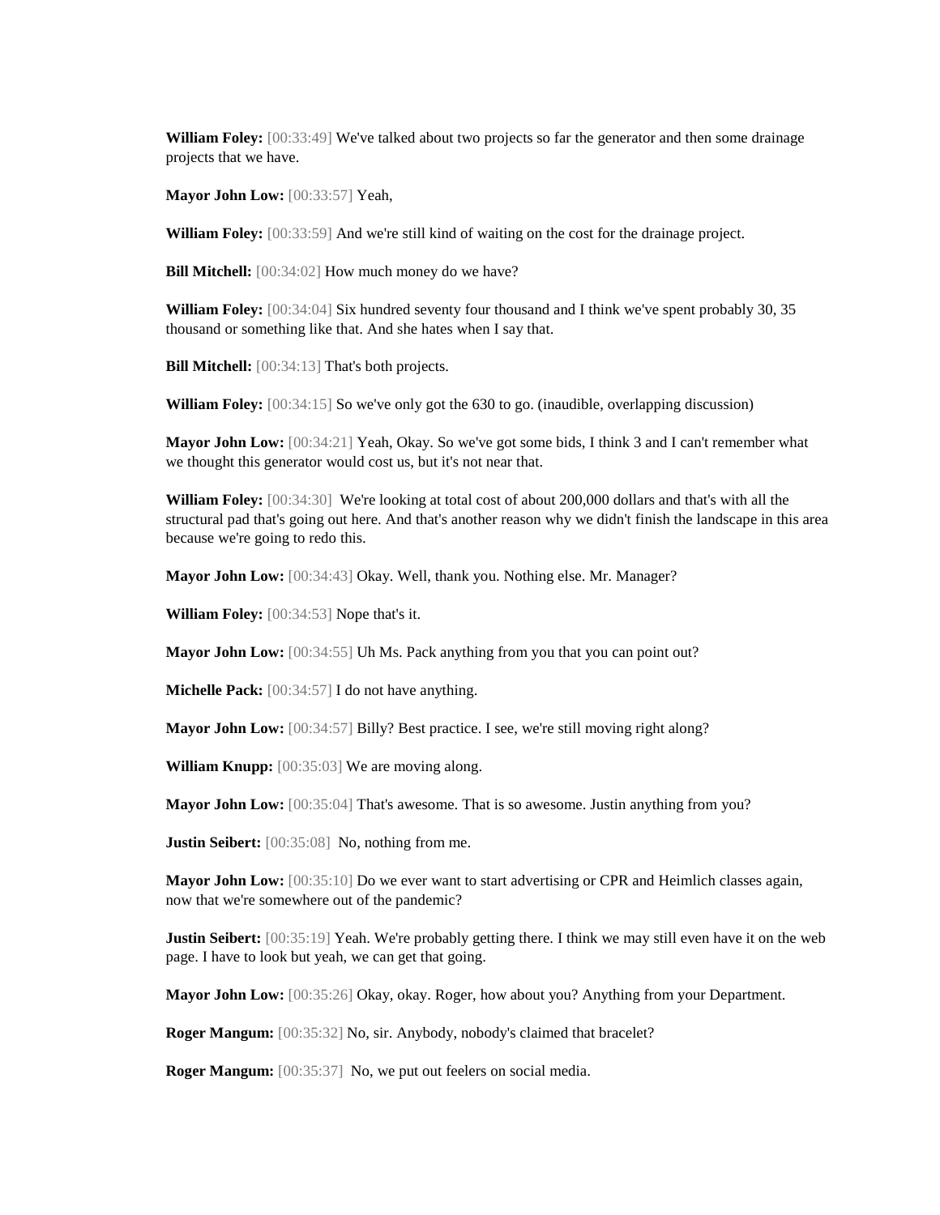**William Foley:** [00:33:49] We've talked about two projects so far the generator and then some drainage projects that we have.

**Mayor John Low:** [00:33:57] Yeah,

**William Foley:** [00:33:59] And we're still kind of waiting on the cost for the drainage project.

**Bill Mitchell:** [00:34:02] How much money do we have?

**William Foley:** [00:34:04] Six hundred seventy four thousand and I think we've spent probably 30, 35 thousand or something like that. And she hates when I say that.

**Bill Mitchell:** [00:34:13] That's both projects.

**William Foley:** [00:34:15] So we've only got the 630 to go. (inaudible, overlapping discussion)

**Mayor John Low:** [00:34:21] Yeah, Okay. So we've got some bids, I think 3 and I can't remember what we thought this generator would cost us, but it's not near that.

**William Foley:** [00:34:30] We're looking at total cost of about 200,000 dollars and that's with all the structural pad that's going out here. And that's another reason why we didn't finish the landscape in this area because we're going to redo this.

**Mayor John Low:** [00:34:43] Okay. Well, thank you. Nothing else. Mr. Manager?

**William Foley:** [00:34:53] Nope that's it.

**Mayor John Low:** [00:34:55] Uh Ms. Pack anything from you that you can point out?

**Michelle Pack:** [00:34:57] I do not have anything.

**Mayor John Low:** [00:34:57] Billy? Best practice. I see, we're still moving right along?

**William Knupp:** [00:35:03] We are moving along.

**Mayor John Low:** [00:35:04] That's awesome. That is so awesome. Justin anything from you?

**Justin Seibert:** [00:35:08] No, nothing from me.

**Mayor John Low:** [00:35:10] Do we ever want to start advertising or CPR and Heimlich classes again, now that we're somewhere out of the pandemic?

**Justin Seibert:** [00:35:19] Yeah. We're probably getting there. I think we may still even have it on the web page. I have to look but yeah, we can get that going.

**Mayor John Low:** [00:35:26] Okay, okay. Roger, how about you? Anything from your Department.

**Roger Mangum:** [00:35:32] No, sir. Anybody, nobody's claimed that bracelet?

**Roger Mangum:** [00:35:37] No, we put out feelers on social media.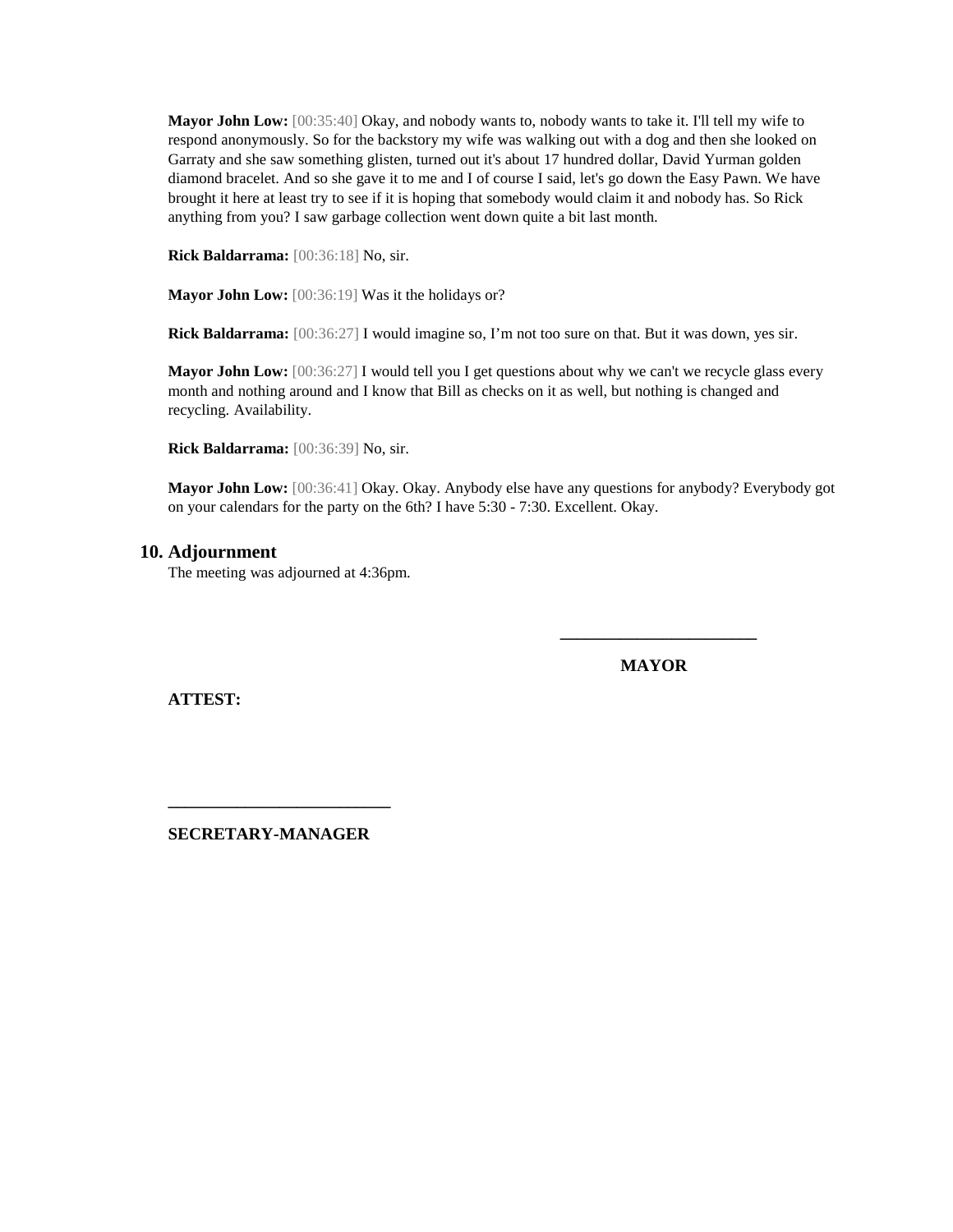**Mayor John Low:** [00:35:40] Okay, and nobody wants to, nobody wants to take it. I'll tell my wife to respond anonymously. So for the backstory my wife was walking out with a dog and then she looked on Garraty and she saw something glisten, turned out it's about 17 hundred dollar, David Yurman golden diamond bracelet. And so she gave it to me and I of course I said, let's go down the Easy Pawn. We have brought it here at least try to see if it is hoping that somebody would claim it and nobody has. So Rick anything from you? I saw garbage collection went down quite a bit last month.

**Rick Baldarrama:** [00:36:18] No, sir.

**Mayor John Low:** [00:36:19] Was it the holidays or?

**Rick Baldarrama:** [00:36:27] I would imagine so, I'm not too sure on that. But it was down, yes sir.

**Mayor John Low:** [00:36:27] I would tell you I get questions about why we can't we recycle glass every month and nothing around and I know that Bill as checks on it as well, but nothing is changed and recycling. Availability.

**Rick Baldarrama:** [00:36:39] No, sir.

**Mayor John Low:** [00:36:41] Okay. Okay. Anybody else have any questions for anybody? Everybody got on your calendars for the party on the 6th? I have 5:30 - 7:30. Excellent. Okay.

## 10. Adjournment

The meeting was adjourned at 4:36pm.

______________________

**MAYOR**

**ATTEST:**

______________________

**SECRETARY-MANAGER**